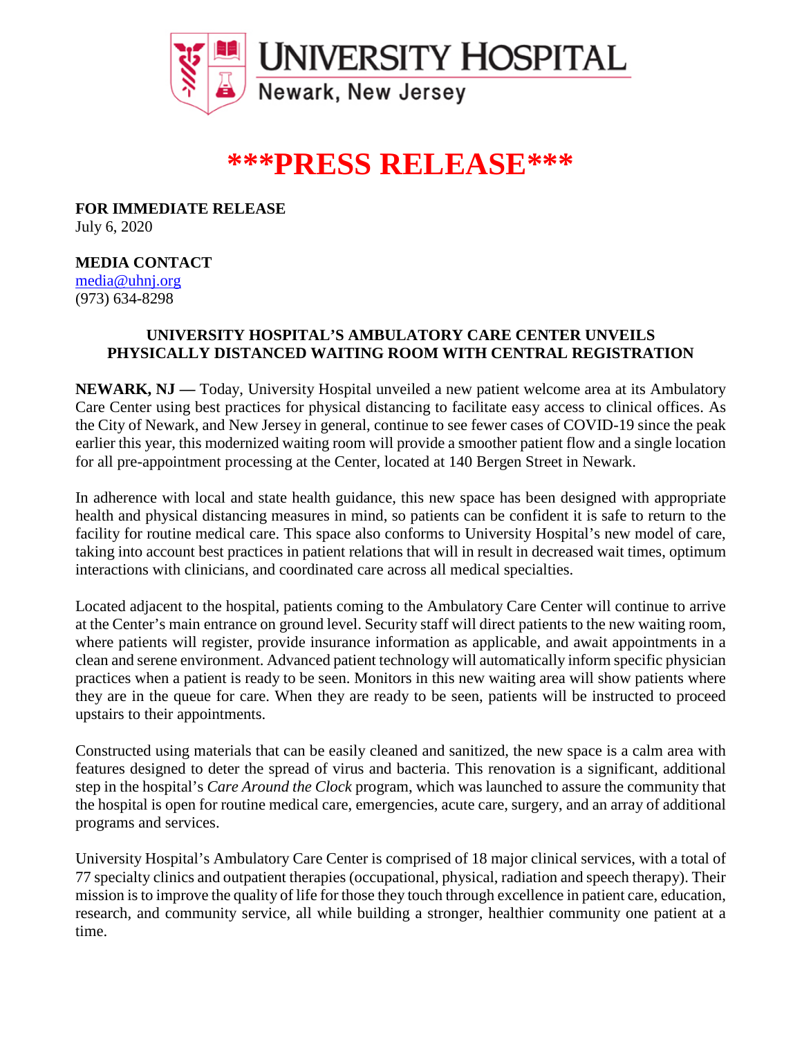UNIVERSITY HOSPITAL
Newark, New Jersey

# ***PRESS RELEASE***

**FOR IMMEDIATE RELEASE**
July 6, 2020

**MEDIA CONTACT**
media@uhnj.org
(973) 634-8298

## UNIVERSITY HOSPITAL'S AMBULATORY CARE CENTER UNVEILS PHYSICALLY DISTANCED WAITING ROOM WITH CENTRAL REGISTRATION

**NEWARK, NJ —** Today, University Hospital unveiled a new patient welcome area at its Ambulatory Care Center using best practices for physical distancing to facilitate easy access to clinical offices. As the City of Newark, and New Jersey in general, continue to see fewer cases of COVID-19 since the peak earlier this year, this modernized waiting room will provide a smoother patient flow and a single location for all pre-appointment processing at the Center, located at 140 Bergen Street in Newark.

In adherence with local and state health guidance, this new space has been designed with appropriate health and physical distancing measures in mind, so patients can be confident it is safe to return to the facility for routine medical care. This space also conforms to University Hospital's new model of care, taking into account best practices in patient relations that will in result in decreased wait times, optimum interactions with clinicians, and coordinated care across all medical specialties.

Located adjacent to the hospital, patients coming to the Ambulatory Care Center will continue to arrive at the Center's main entrance on ground level. Security staff will direct patients to the new waiting room, where patients will register, provide insurance information as applicable, and await appointments in a clean and serene environment. Advanced patient technology will automatically inform specific physician practices when a patient is ready to be seen. Monitors in this new waiting area will show patients where they are in the queue for care. When they are ready to be seen, patients will be instructed to proceed upstairs to their appointments.

Constructed using materials that can be easily cleaned and sanitized, the new space is a calm area with features designed to deter the spread of virus and bacteria. This renovation is a significant, additional step in the hospital's *Care Around the Clock* program, which was launched to assure the community that the hospital is open for routine medical care, emergencies, acute care, surgery, and an array of additional programs and services.

University Hospital's Ambulatory Care Center is comprised of 18 major clinical services, with a total of 77 specialty clinics and outpatient therapies (occupational, physical, radiation and speech therapy). Their mission is to improve the quality of life for those they touch through excellence in patient care, education, research, and community service, all while building a stronger, healthier community one patient at a time.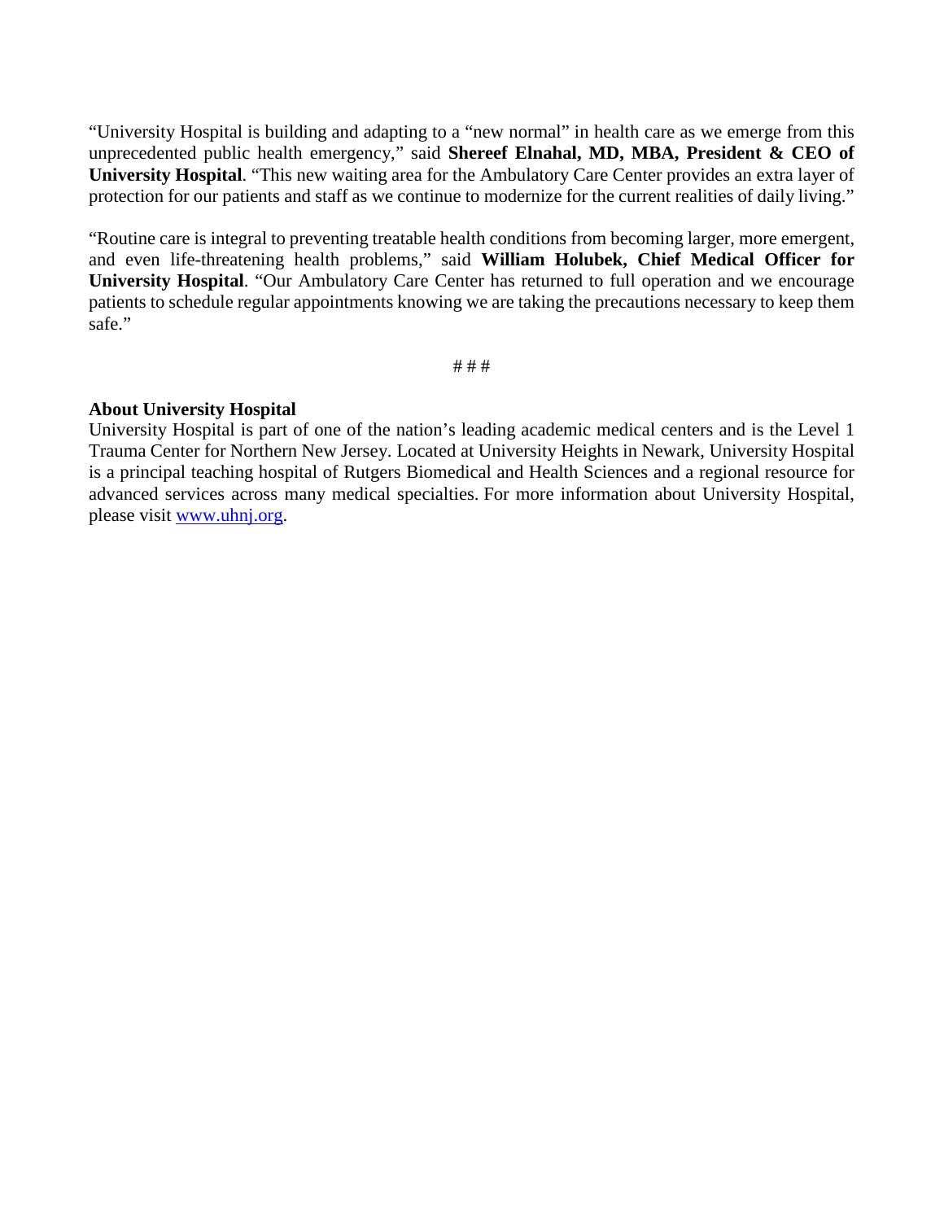"University Hospital is building and adapting to a "new normal" in health care as we emerge from this unprecedented public health emergency," said **Shereef Elnahal, MD, MBA, President & CEO of University Hospital**. "This new waiting area for the Ambulatory Care Center provides an extra layer of protection for our patients and staff as we continue to modernize for the current realities of daily living."

"Routine care is integral to preventing treatable health conditions from becoming larger, more emergent, and even life-threatening health problems," said **William Holubek, Chief Medical Officer for University Hospital**. "Our Ambulatory Care Center has returned to full operation and we encourage patients to schedule regular appointments knowing we are taking the precautions necessary to keep them safe."

# # #

**About University Hospital**

University Hospital is part of one of the nation's leading academic medical centers and is the Level 1 Trauma Center for Northern New Jersey. Located at University Heights in Newark, University Hospital is a principal teaching hospital of Rutgers Biomedical and Health Sciences and a regional resource for advanced services across many medical specialties. For more information about University Hospital, please visit [www.uhnj.org](http://www.uhnj.org).